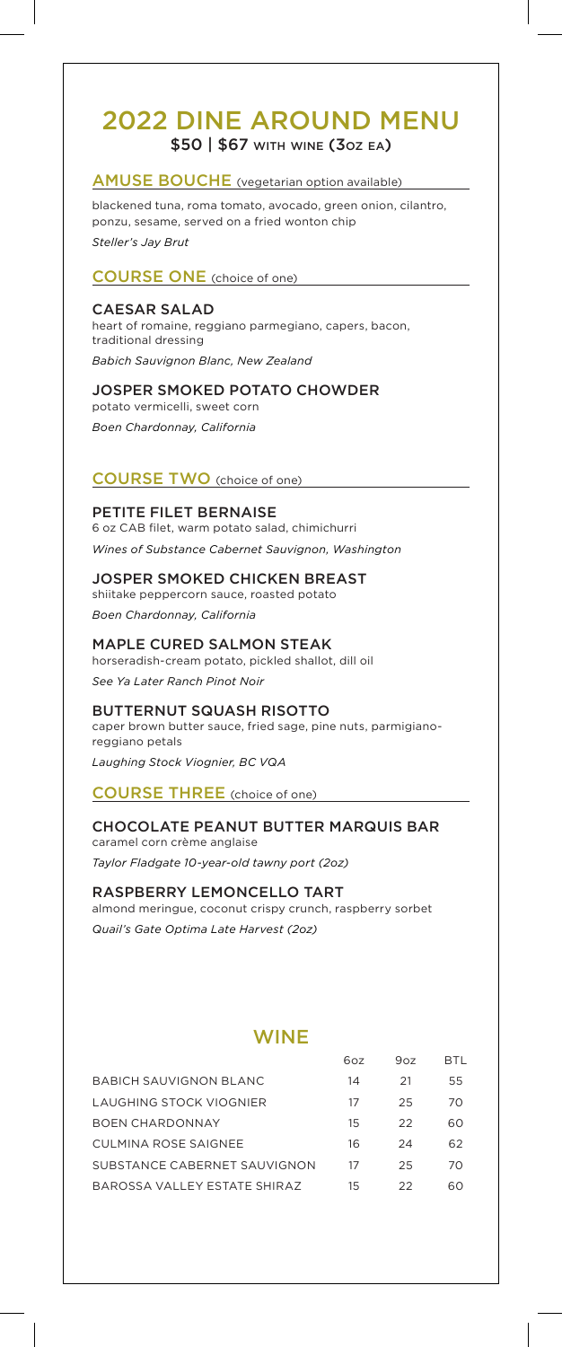# 2022 DINE AROUND MENU

**$50 | $67 WITH WINE (3OZ EA)**

## AMUSE BOUCHE (vegetarian option available)

blackened tuna, roma tomato, avocado, green onion, cilantro, ponzu, sesame, served on a fried wonton chip

*Steller's Jay Brut*

## COURSE ONE (choice of one)

### CAESAR SALAD

heart of romaine, reggiano parmegiano, capers, bacon, traditional dressing

*Babich Sauvignon Blanc, New Zealand*

### JOSPER SMOKED POTATO CHOWDER

potato vermicelli, sweet corn

*Boen Chardonnay, California*

## COURSE TWO (choice of one)

### PETITE FILET BERNAISE

6 oz CAB filet, warm potato salad, chimichurri

*Wines of Substance Cabernet Sauvignon, Washington*

### JOSPER SMOKED CHICKEN BREAST

shiitake peppercorn sauce, roasted potato

*Boen Chardonnay, California*

### MAPLE CURED SALMON STEAK

horseradish-cream potato, pickled shallot, dill oil

*See Ya Later Ranch Pinot Noir*

### BUTTERNUT SQUASH RISOTTO

caper brown butter sauce, fried sage, pine nuts, parmigiano-reggiano petals

*Laughing Stock Viognier, BC VQA*

## COURSE THREE (choice of one)

### CHOCOLATE PEANUT BUTTER MARQUIS BAR

caramel corn crème anglaise

*Taylor Fladgate 10-year-old tawny port (2oz)*

### RASPBERRY LEMONCELLO TART

almond meringue, coconut crispy crunch, raspberry sorbet

*Quail's Gate Optima Late Harvest (2oz)*

## WINE

| | 6oz | 9oz | BTL |
|---|---|---|---|
| BABICH SAUVIGNON BLANC | 14 | 21 | 55 |
| LAUGHING STOCK VIOGNIER | 17 | 25 | 70 |
| BOEN CHARDONNAY | 15 | 22 | 60 |
| CULMINA ROSE SAIGNEE | 16 | 24 | 62 |
| SUBSTANCE CABERNET SAUVIGNON | 17 | 25 | 70 |
| BAROSSA VALLEY ESTATE SHIRAZ | 15 | 22 | 60 |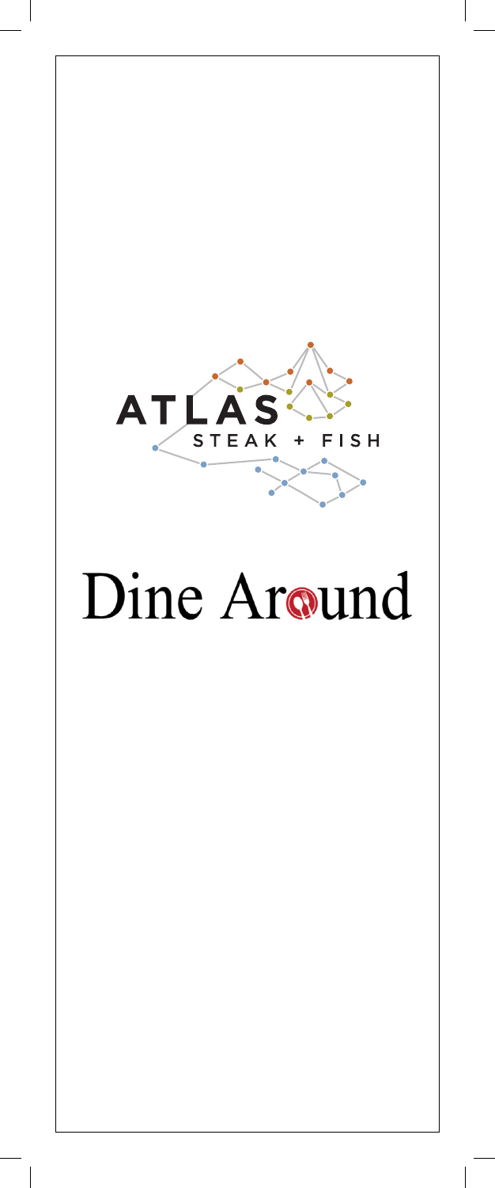ATLAS
STEAK + FISH

# Dine Around